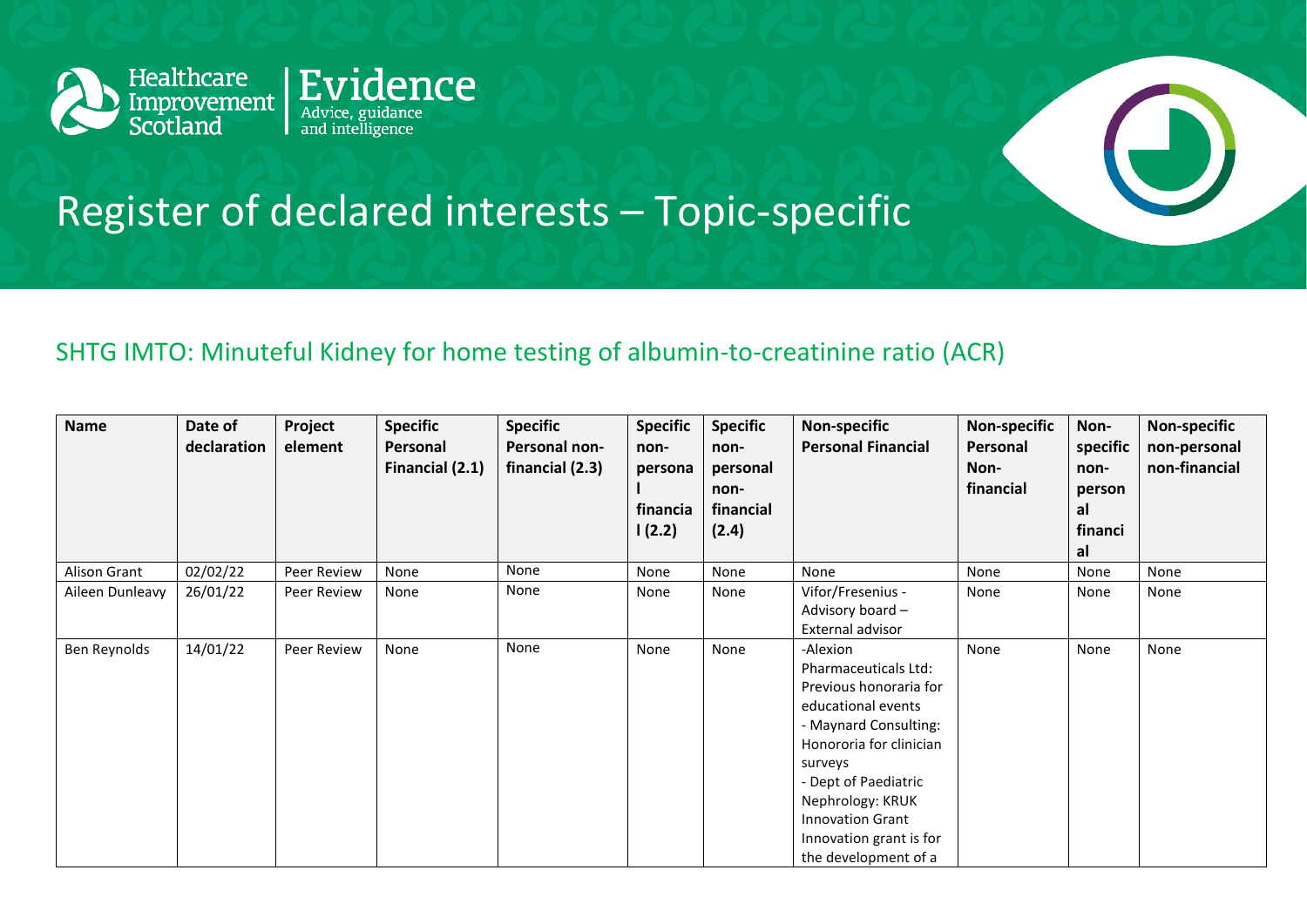Healthcare Improvement Scotland | Evidence
Advice, guidance and intelligence

# Register of declared interests – Topic-specific

## SHTG IMTO: Minuteful Kidney for home testing of albumin-to-creatinine ratio (ACR)

| Name | Date of declaration | Project element | Specific Personal Financial (2.1) | Specific Personal non-financial (2.3) | Specific non-personal financial (2.2) | Specific non-personal non-financial (2.4) | Non-specific Personal Financial | Non-specific Personal Non-financial | Non-specific non-personal financial | Non-specific non-personal non-financial |
|---|---|---|---|---|---|---|---|---|---|---|
| Alison Grant | 02/02/22 | Peer Review | None | None | None | None | None | None | None | None |
| Aileen Dunleavy | 26/01/22 | Peer Review | None | None | None | None | Vifor/Fresenius - Advisory board – External advisor | None | None | None |
| Ben Reynolds | 14/01/22 | Peer Review | None | None | None | None | -Alexion Pharmaceuticals Ltd: Previous honoraria for educational events - Maynard Consulting: Honororia for clinician surveys - Dept of Paediatric Nephrology: KRUK Innovation Grant Innovation grant is for the development of a | None | None | None |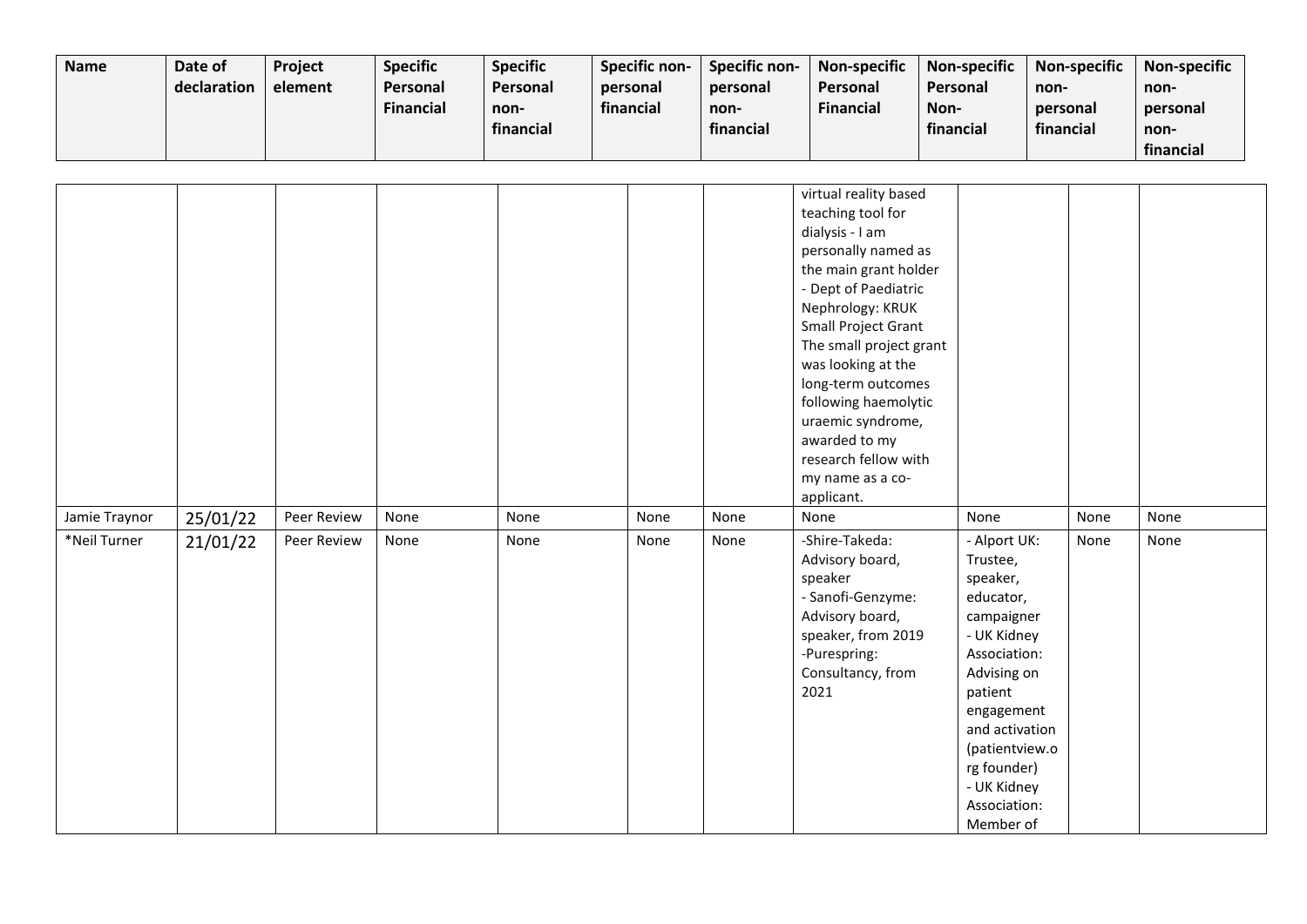| Name | Date of declaration | Project element | Specific Personal Financial | Specific Personal non-financial | Specific non-personal financial | Specific non-personal non-financial | Non-specific Personal Financial | Non-specific Personal Non-financial | Non-specific non-personal financial | Non-specific non-personal non-financial |
|---|---|---|---|---|---|---|---|---|---|---|
| | | | | | | | virtual reality based teaching tool for dialysis - I am personally named as the main grant holder - Dept of Paediatric Nephrology: KRUK Small Project Grant The small project grant was looking at the long-term outcomes following haemolytic uraemic syndrome, awarded to my research fellow with my name as a co-applicant. | | | |
| Jamie Traynor | 25/01/22 | Peer Review | None | None | None | None | None | None | None | None |
| *Neil Turner | 21/01/22 | Peer Review | None | None | None | None | -Shire-Takeda: Advisory board, speaker - Sanofi-Genzyme: Advisory board, speaker, from 2019 -Purespring: Consultancy, from 2021 | - Alport UK: Trustee, speaker, educator, campaigner - UK Kidney Association: Advising on patient engagement and activation (patientview.org founder) - UK Kidney Association: Member of | None | None |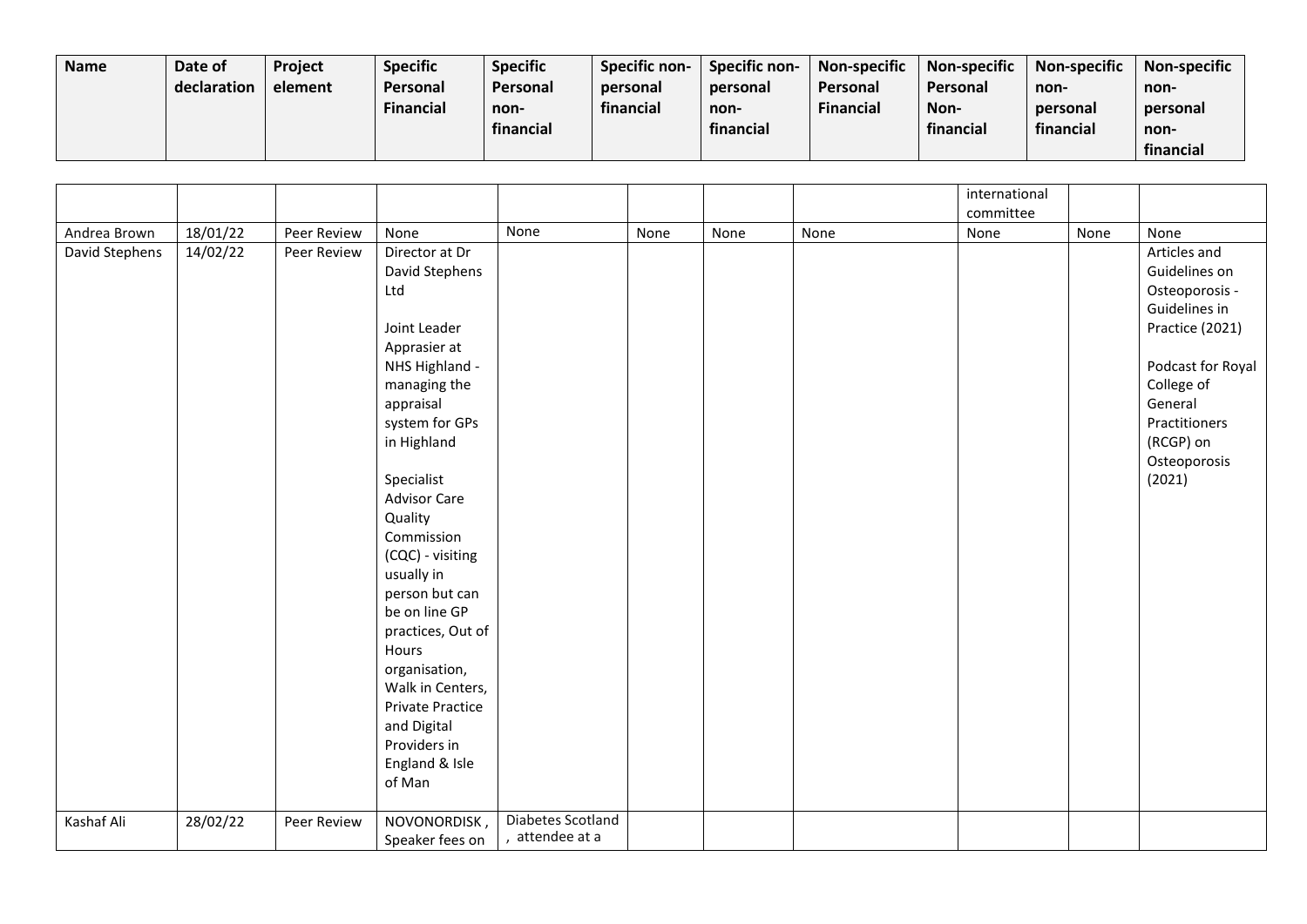| Name | Date of declaration | Project element | Specific Personal Financial | Specific Personal non-financial | Specific non-personal financial | Specific non-personal non-financial | Non-specific Personal Financial | Non-specific Personal Non-financial | Non-specific non-personal financial | Non-specific non-personal non-financial |
|---|---|---|---|---|---|---|---|---|---|---|
| | | | | | | | | international committee | | |
| Andrea Brown | 18/01/22 | Peer Review | None | None | None | None | None | None | None | None |
| David Stephens | 14/02/22 | Peer Review | Director at Dr David Stephens Ltd<br><br>Joint Leader Apprasier at NHS Highland - managing the appraisal system for GPs in Highland<br><br>Specialist Advisor Care Quality Commission (CQC) - visiting usually in person but can be on line GP practices, Out of Hours organisation, Walk in Centers, Private Practice and Digital Providers in England & Isle of Man | | | | | | | Articles and Guidelines on Osteoporosis - Guidelines in Practice (2021)<br><br>Podcast for Royal College of General Practitioners (RCGP) on Osteoporosis (2021) |
| Kashaf Ali | 28/02/22 | Peer Review | NOVONORDISK , Speaker fees on | Diabetes Scotland , attendee at a | | | | | | |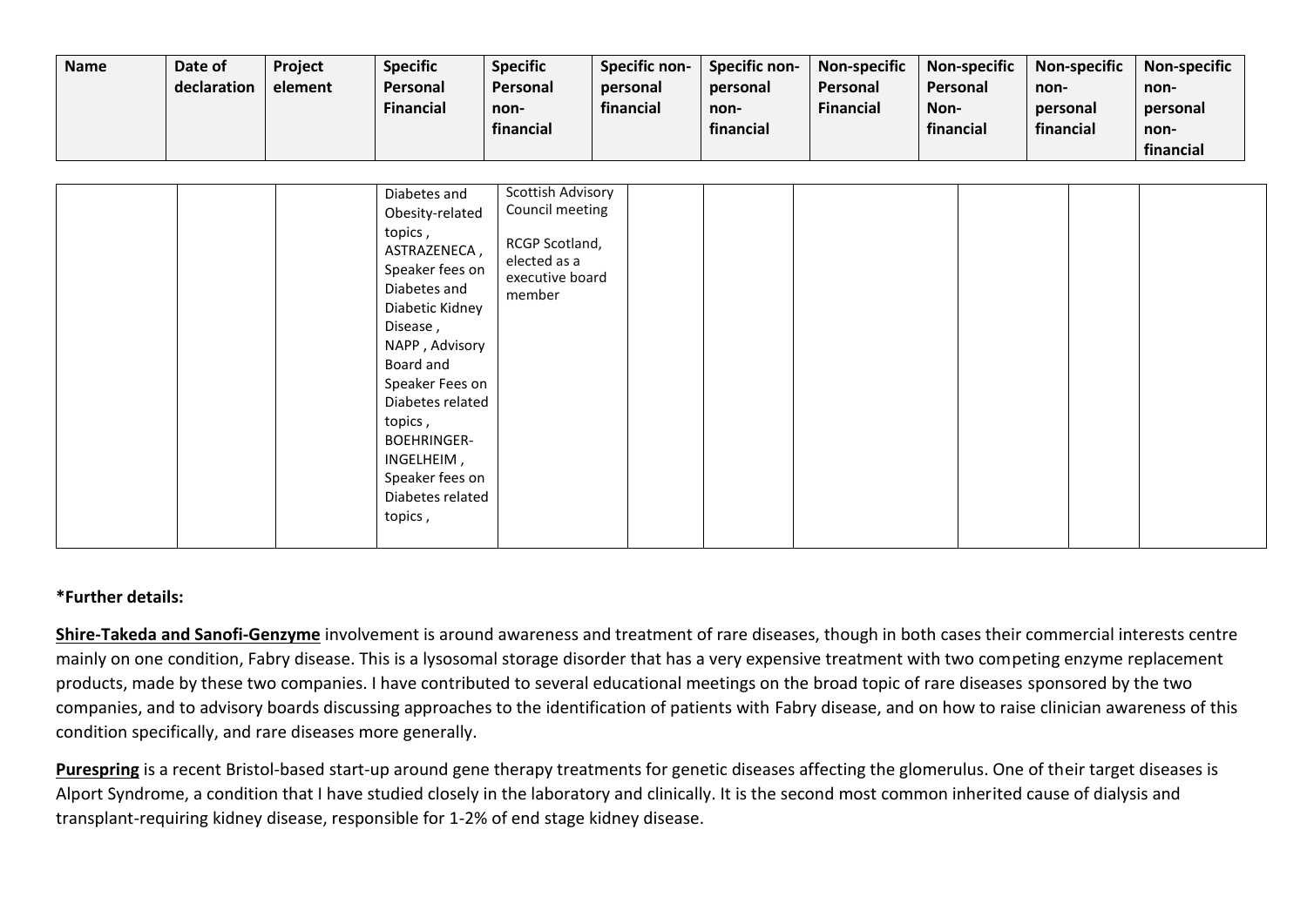| Name | Date of declaration | Project element | Specific Personal Financial | Specific Personal non-financial | Specific non-personal financial | Specific non-personal non-financial | Non-specific Personal Financial | Non-specific Personal Non-financial | Non-specific non-personal financial | Non-specific non-personal non-financial |
|---|---|---|---|---|---|---|---|---|---|---|
| | | | Diabetes and Obesity-related topics , ASTRAZENECA , Speaker fees on Diabetes and Diabetic Kidney Disease , NAPP , Advisory Board and Speaker Fees on Diabetes related topics , BOEHRINGER-INGELHEIM , Speaker fees on Diabetes related topics , | Scottish Advisory Council meeting<br><br>RCGP Scotland, elected as a executive board member | | | | | | |

**\*Further details:**

**Shire-Takeda and Sanofi-Genzyme** involvement is around awareness and treatment of rare diseases, though in both cases their commercial interests centre mainly on one condition, Fabry disease. This is a lysosomal storage disorder that has a very expensive treatment with two competing enzyme replacement products, made by these two companies. I have contributed to several educational meetings on the broad topic of rare diseases sponsored by the two companies, and to advisory boards discussing approaches to the identification of patients with Fabry disease, and on how to raise clinician awareness of this condition specifically, and rare diseases more generally.

**Purespring** is a recent Bristol-based start-up around gene therapy treatments for genetic diseases affecting the glomerulus. One of their target diseases is Alport Syndrome, a condition that I have studied closely in the laboratory and clinically. It is the second most common inherited cause of dialysis and transplant-requiring kidney disease, responsible for 1-2% of end stage kidney disease.